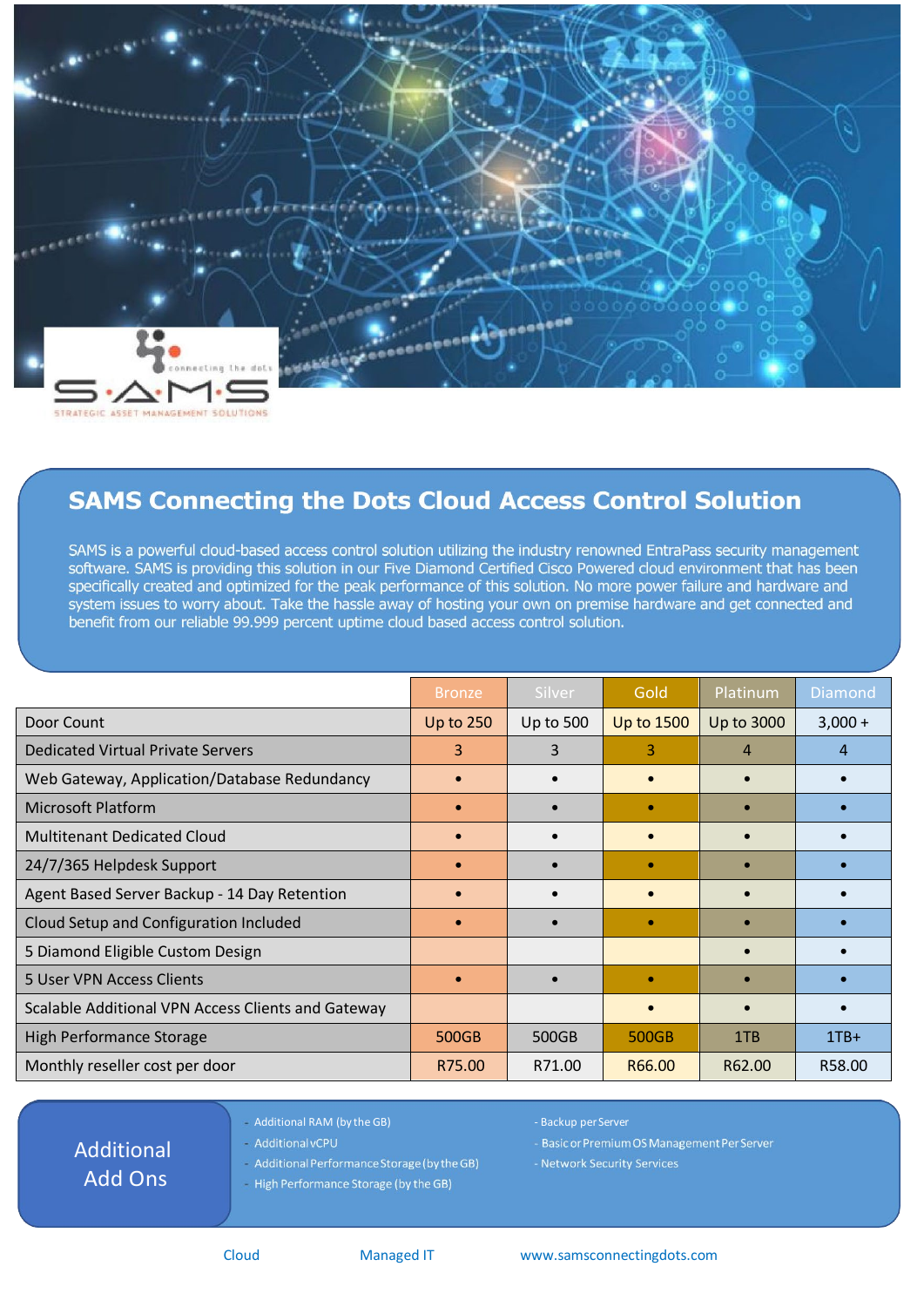# SAMS Connecting the Dots Cloud Access Control Solution

SAMS is a powerful cloud-based access control solution utilizing the industry renowned EntraPass security management software. SAMS is providing this solution in our Five Diamond Certified Cisco Powered cloud environment that has been specifically created and optimized for the peak performance of this solution. No more power failure and hardware and system issues to worry about. Take the hassle away of hosting your own on premise hardware and get connected and benefit from our reliable 99.999 percent uptime cloud based access control solution.

| | Bronze | Silver | Gold | Platinum | Diamond |
|---|---|---|---|---|---|
| Door Count | Up to 250 | Up to 500 | Up to 1500 | Up to 3000 | 3,000 + |
| Dedicated Virtual Private Servers | 3 | 3 | 3 | 4 | 4 |
| Web Gateway, Application/Database Redundancy | • | • | • | • | • |
| Microsoft Platform | • | • | • | • | • |
| Multitenant Dedicated Cloud | • | • | • | • | • |
| 24/7/365 Helpdesk Support | • | • | • | • | • |
| Agent Based Server Backup - 14 Day Retention | • | • | • | • | • |
| Cloud Setup and Configuration Included | • | • | • | • | • |
| 5 Diamond Eligible Custom Design | | | | • | • |
| 5 User VPN Access Clients | • | • | • | • | • |
| Scalable Additional VPN Access Clients and Gateway | | | • | • | • |
| High Performance Storage | 500GB | 500GB | 500GB | 1TB | 1TB+ |
| Monthly reseller cost per door | R75.00 | R71.00 | R66.00 | R62.00 | R58.00 |

## Additional Add Ons

- Additional RAM (by the GB)
- Additional vCPU
- Additional Performance Storage (by the GB)
- High Performance Storage (by the GB)
- Backup per Server
- Basic or Premium OS Management Per Server
- Network Security Services

Cloud Managed IT www.samsconnectingdots.com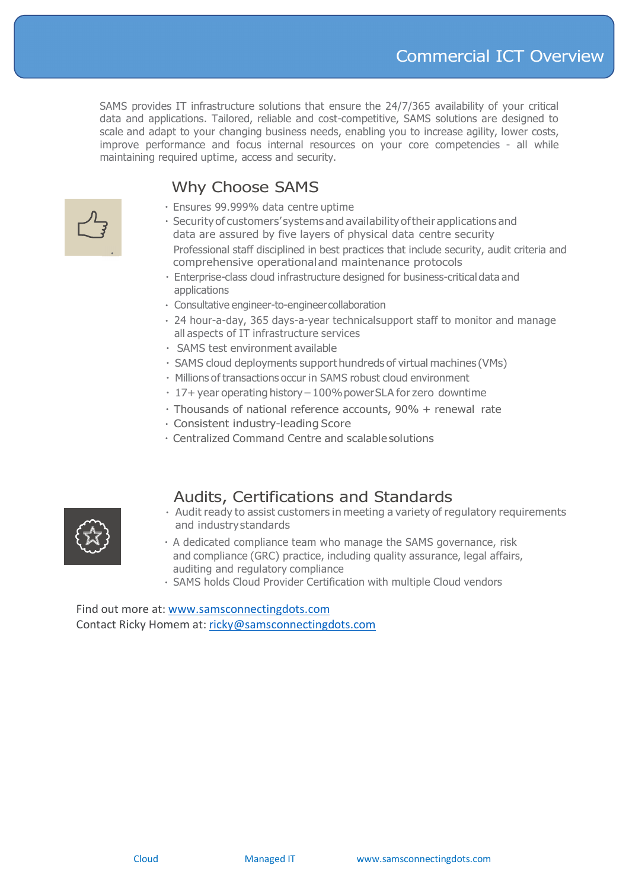# Commercial ICT Overview

SAMS provides IT infrastructure solutions that ensure the 24/7/365 availability of your critical data and applications. Tailored, reliable and cost-competitive, SAMS solutions are designed to scale and adapt to your changing business needs, enabling you to increase agility, lower costs, improve performance and focus internal resources on your core competencies - all while maintaining required uptime, access and security.

## Why Choose SAMS

- Ensures 99.999% data centre uptime
- Security of customers' systems and availability of their applications and data are assured by five layers of physical data centre security
  Professional staff disciplined in best practices that include security, audit criteria and comprehensive operational and maintenance protocols
- Enterprise-class cloud infrastructure designed for business-critical data and applications
- Consultative engineer-to-engineer collaboration
- 24 hour-a-day, 365 days-a-year technicalsupport staff to monitor and manage all aspects of IT infrastructure services
- SAMS test environment available
- SAMS cloud deployments support hundreds of virtual machines (VMs)
- Millions of transactions occur in SAMS robust cloud environment
- 17+ year operating history – 100% power SLA for zero downtime
- Thousands of national reference accounts, 90% + renewal rate
- Consistent industry-leading Score
- Centralized Command Centre and scalable solutions

## Audits, Certifications and Standards

- Audit ready to assist customers in meeting a variety of regulatory requirements and industry standards
- A dedicated compliance team who manage the SAMS governance, risk and compliance (GRC) practice, including quality assurance, legal affairs, auditing and regulatory compliance
- SAMS holds Cloud Provider Certification with multiple Cloud vendors

Find out more at: [www.samsconnectingdots.com](http://www.samsconnectingdots.com)
Contact Ricky Homem at: [ricky@samsconnectingdots.com](mailto:ricky@samsconnectingdots.com)